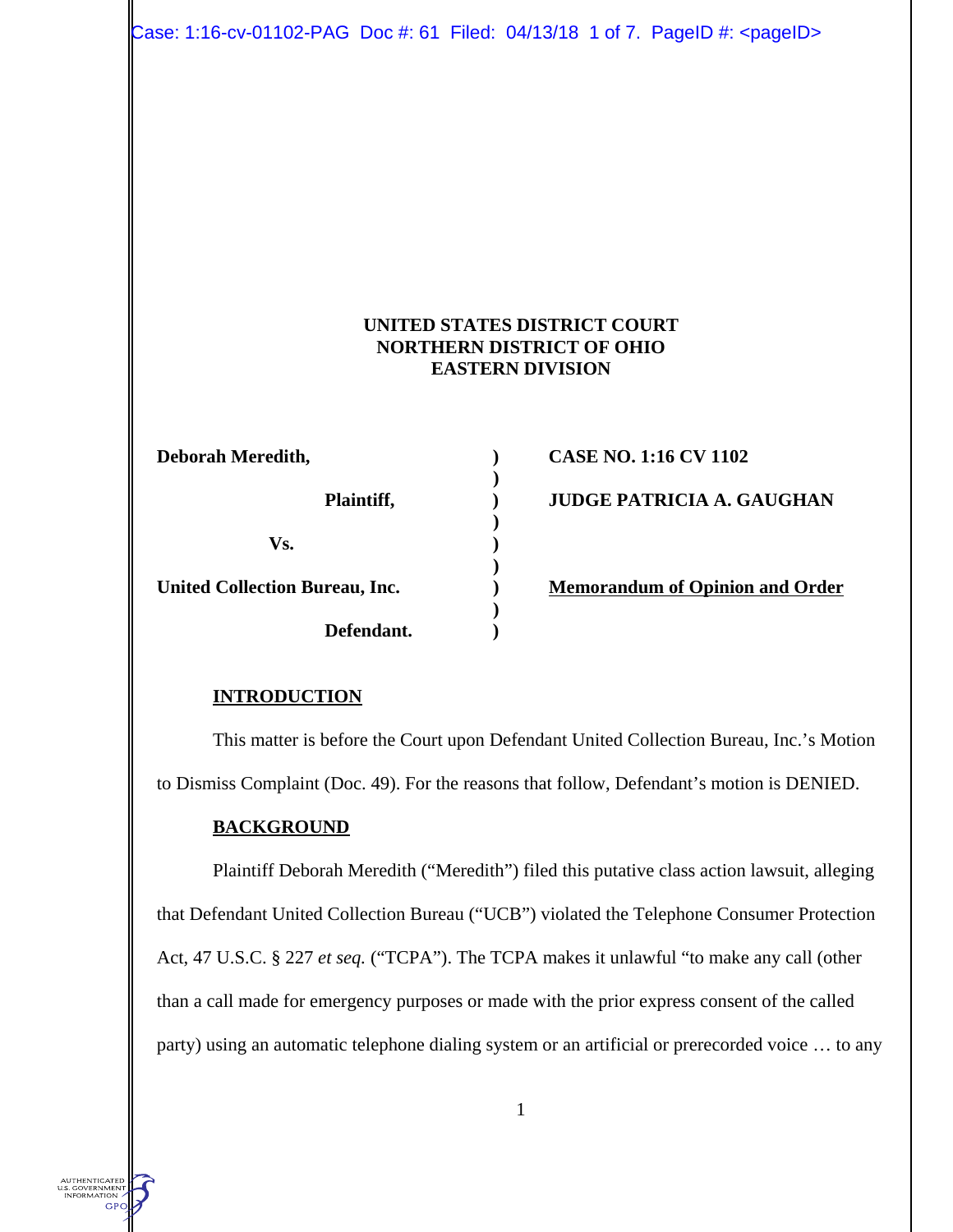# UNITED STATES DISTRICT COURT
# NORTHERN DISTRICT OF OHIO
# EASTERN DIVISION

| | | |
|---|---|---|
| **Deborah Meredith,** | **)** | **CASE NO. 1:16 CV 1102** |
| | **)** | |
| **Plaintiff,** | **)** | **JUDGE PATRICIA A. GAUGHAN** |
| | **)** | |
| **Vs.** | **)** | |
| | **)** | |
| **United Collection Bureau, Inc.** | **)** | **Memorandum of Opinion and Order** |
| | **)** | |
| **Defendant.** | **)** | |

## INTRODUCTION

This matter is before the Court upon Defendant United Collection Bureau, Inc.'s Motion to Dismiss Complaint (Doc. 49). For the reasons that follow, Defendant's motion is DENIED.

## BACKGROUND

Plaintiff Deborah Meredith ("Meredith") filed this putative class action lawsuit, alleging that Defendant United Collection Bureau ("UCB") violated the Telephone Consumer Protection Act, 47 U.S.C. § 227 *et seq.* ("TCPA"). The TCPA makes it unlawful "to make any call (other than a call made for emergency purposes or made with the prior express consent of the called party) using an automatic telephone dialing system or an artificial or prerecorded voice … to any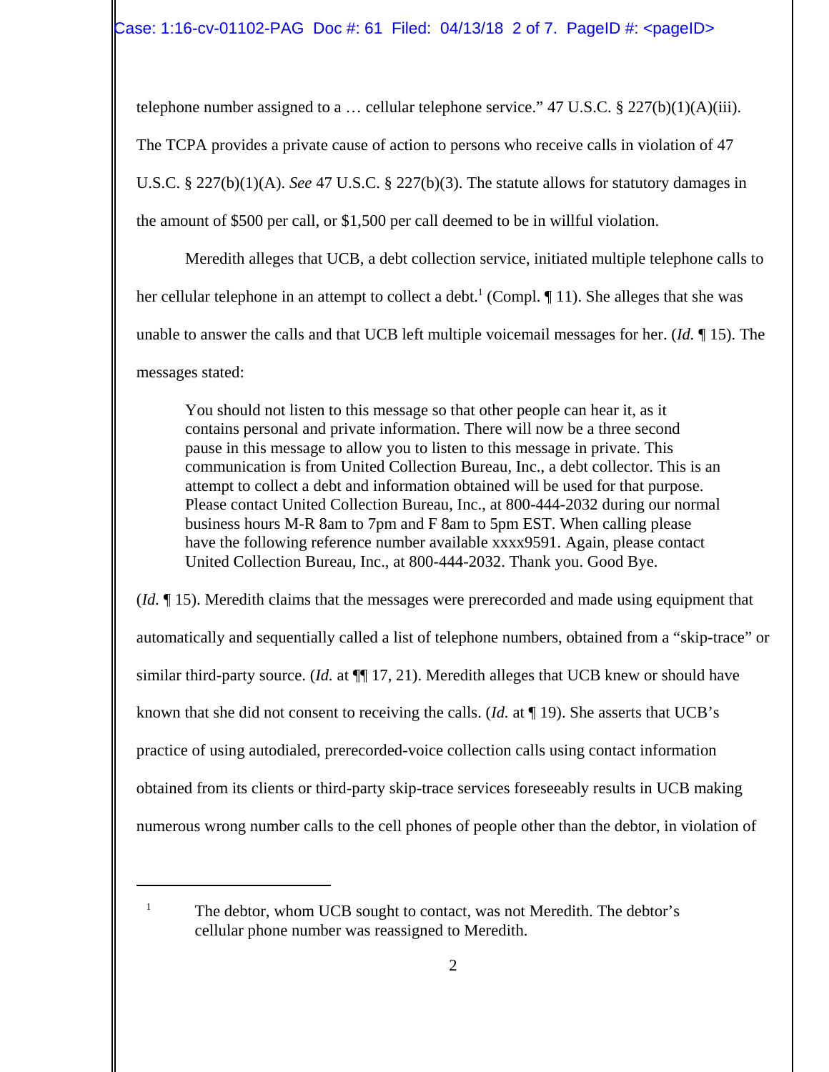telephone number assigned to a … cellular telephone service." 47 U.S.C. § 227(b)(1)(A)(iii). The TCPA provides a private cause of action to persons who receive calls in violation of 47 U.S.C. § 227(b)(1)(A). *See* 47 U.S.C. § 227(b)(3). The statute allows for statutory damages in the amount of $500 per call, or $1,500 per call deemed to be in willful violation.

Meredith alleges that UCB, a debt collection service, initiated multiple telephone calls to her cellular telephone in an attempt to collect a debt.[1] (Compl. ¶ 11). She alleges that she was unable to answer the calls and that UCB left multiple voicemail messages for her. (*Id.* ¶ 15). The messages stated:

> You should not listen to this message so that other people can hear it, as it contains personal and private information. There will now be a three second pause in this message to allow you to listen to this message in private. This communication is from United Collection Bureau, Inc., a debt collector. This is an attempt to collect a debt and information obtained will be used for that purpose. Please contact United Collection Bureau, Inc., at 800-444-2032 during our normal business hours M-R 8am to 7pm and F 8am to 5pm EST. When calling please have the following reference number available xxxx9591. Again, please contact United Collection Bureau, Inc., at 800-444-2032. Thank you. Good Bye.

(*Id.* ¶ 15). Meredith claims that the messages were prerecorded and made using equipment that automatically and sequentially called a list of telephone numbers, obtained from a "skip-trace" or similar third-party source. (*Id.* at ¶¶ 17, 21). Meredith alleges that UCB knew or should have known that she did not consent to receiving the calls. (*Id.* at ¶ 19). She asserts that UCB's practice of using autodialed, prerecorded-voice collection calls using contact information obtained from its clients or third-party skip-trace services foreseeably results in UCB making numerous wrong number calls to the cell phones of people other than the debtor, in violation of

---

[1] The debtor, whom UCB sought to contact, was not Meredith. The debtor's cellular phone number was reassigned to Meredith.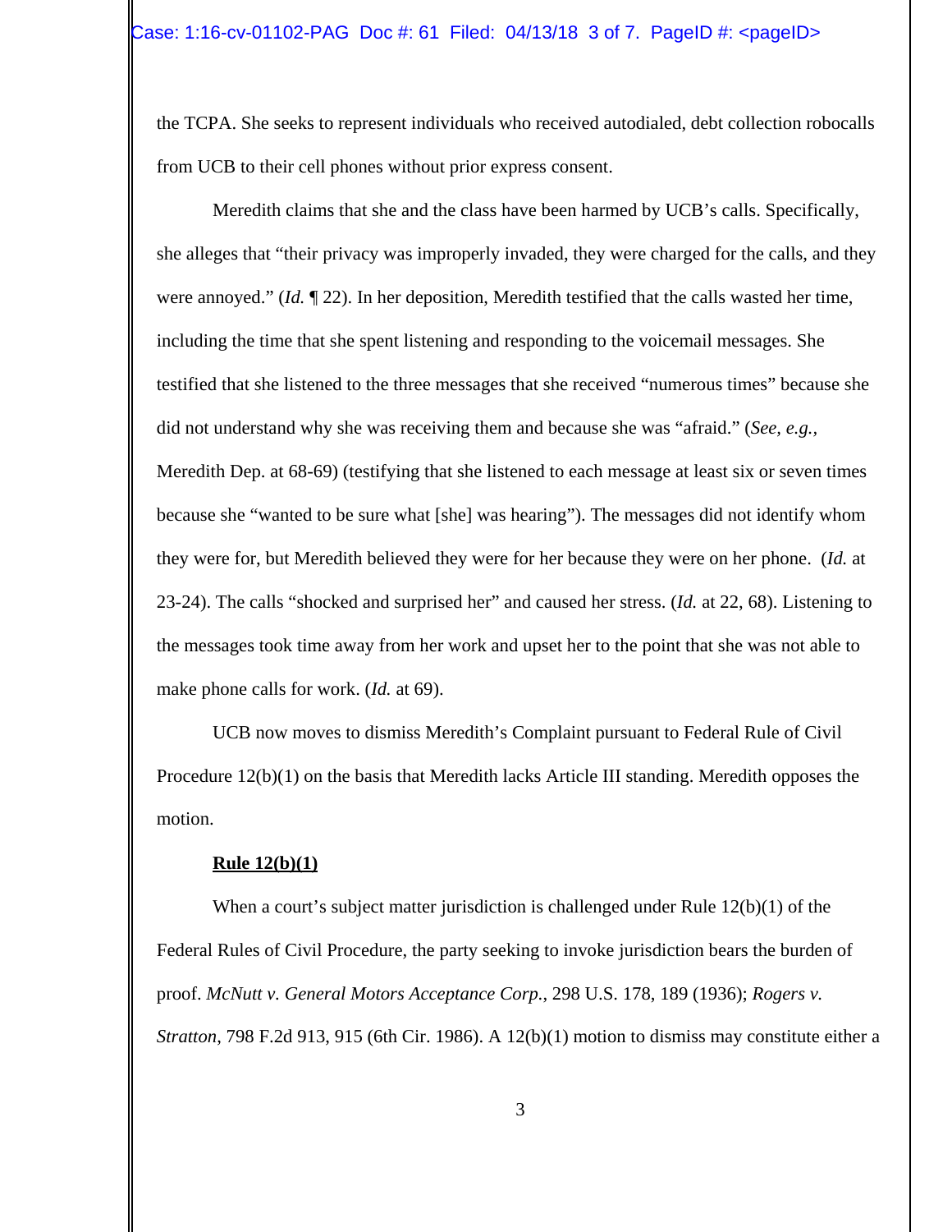the TCPA. She seeks to represent individuals who received autodialed, debt collection robocalls from UCB to their cell phones without prior express consent.

Meredith claims that she and the class have been harmed by UCB's calls. Specifically, she alleges that "their privacy was improperly invaded, they were charged for the calls, and they were annoyed." (*Id.* ¶ 22). In her deposition, Meredith testified that the calls wasted her time, including the time that she spent listening and responding to the voicemail messages. She testified that she listened to the three messages that she received "numerous times" because she did not understand why she was receiving them and because she was "afraid." (*See, e.g.,* Meredith Dep. at 68-69) (testifying that she listened to each message at least six or seven times because she "wanted to be sure what [she] was hearing"). The messages did not identify whom they were for, but Meredith believed they were for her because they were on her phone. (*Id.* at 23-24). The calls "shocked and surprised her" and caused her stress. (*Id.* at 22, 68). Listening to the messages took time away from her work and upset her to the point that she was not able to make phone calls for work. (*Id.* at 69).

UCB now moves to dismiss Meredith's Complaint pursuant to Federal Rule of Civil Procedure 12(b)(1) on the basis that Meredith lacks Article III standing. Meredith opposes the motion.

**Rule 12(b)(1)**

When a court's subject matter jurisdiction is challenged under Rule 12(b)(1) of the Federal Rules of Civil Procedure, the party seeking to invoke jurisdiction bears the burden of proof. *McNutt v. General Motors Acceptance Corp.*, 298 U.S. 178, 189 (1936); *Rogers v. Stratton*, 798 F.2d 913, 915 (6th Cir. 1986). A 12(b)(1) motion to dismiss may constitute either a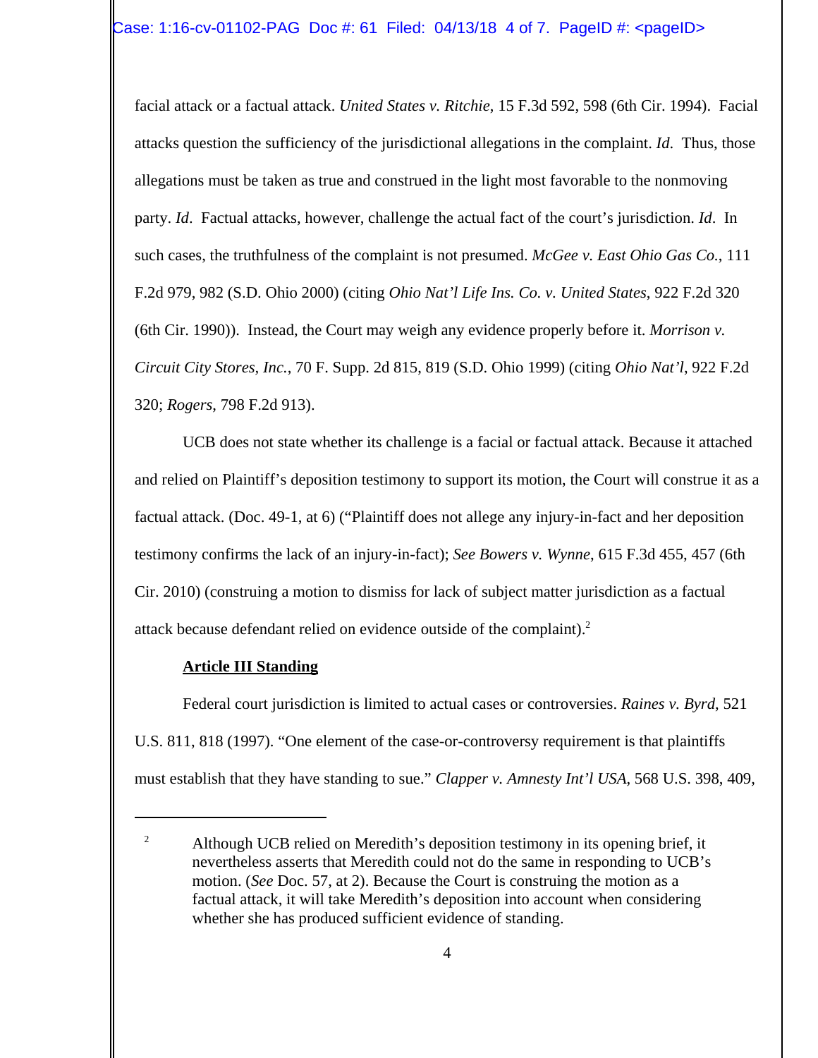facial attack or a factual attack. *United States v. Ritchie*, 15 F.3d 592, 598 (6th Cir. 1994). Facial attacks question the sufficiency of the jurisdictional allegations in the complaint. *Id*. Thus, those allegations must be taken as true and construed in the light most favorable to the nonmoving party. *Id*. Factual attacks, however, challenge the actual fact of the court's jurisdiction. *Id*. In such cases, the truthfulness of the complaint is not presumed. *McGee v. East Ohio Gas Co.*, 111 F.2d 979, 982 (S.D. Ohio 2000) (citing *Ohio Nat'l Life Ins. Co. v. United States*, 922 F.2d 320 (6th Cir. 1990)). Instead, the Court may weigh any evidence properly before it. *Morrison v. Circuit City Stores, Inc.*, 70 F. Supp. 2d 815, 819 (S.D. Ohio 1999) (citing *Ohio Nat'l*, 922 F.2d 320; *Rogers*, 798 F.2d 913).

UCB does not state whether its challenge is a facial or factual attack. Because it attached and relied on Plaintiff's deposition testimony to support its motion, the Court will construe it as a factual attack. (Doc. 49-1, at 6) ("Plaintiff does not allege any injury-in-fact and her deposition testimony confirms the lack of an injury-in-fact); *See Bowers v. Wynne*, 615 F.3d 455, 457 (6th Cir. 2010) (construing a motion to dismiss for lack of subject matter jurisdiction as a factual attack because defendant relied on evidence outside of the complaint).[2]

**Article III Standing**

Federal court jurisdiction is limited to actual cases or controversies. *Raines v. Byrd*, 521 U.S. 811, 818 (1997). "One element of the case-or-controversy requirement is that plaintiffs must establish that they have standing to sue." *Clapper v. Amnesty Int'l USA*, 568 U.S. 398, 409,

---

[2] Although UCB relied on Meredith's deposition testimony in its opening brief, it nevertheless asserts that Meredith could not do the same in responding to UCB's motion. (*See* Doc. 57, at 2). Because the Court is construing the motion as a factual attack, it will take Meredith's deposition into account when considering whether she has produced sufficient evidence of standing.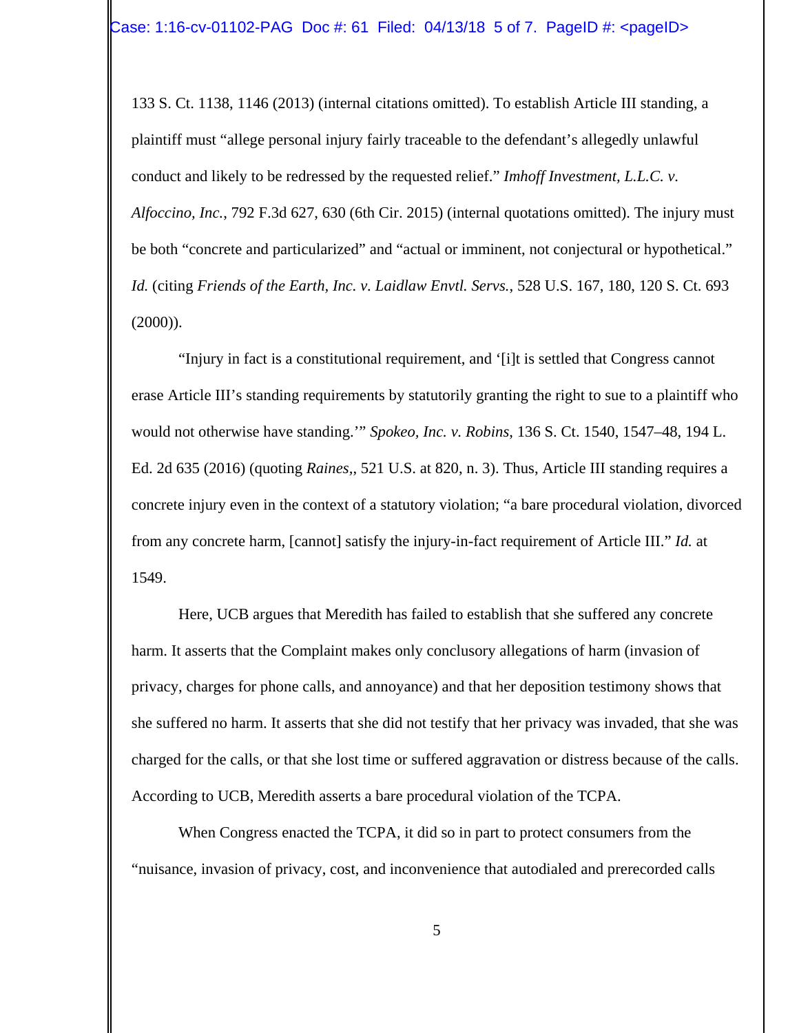133 S. Ct. 1138, 1146 (2013) (internal citations omitted). To establish Article III standing, a plaintiff must "allege personal injury fairly traceable to the defendant's allegedly unlawful conduct and likely to be redressed by the requested relief." *Imhoff Investment, L.L.C. v. Alfoccino, Inc.*, 792 F.3d 627, 630 (6th Cir. 2015) (internal quotations omitted). The injury must be both "concrete and particularized" and "actual or imminent, not conjectural or hypothetical." *Id.* (citing *Friends of the Earth, Inc. v. Laidlaw Envtl. Servs.*, 528 U.S. 167, 180, 120 S. Ct. 693 (2000)).

"Injury in fact is a constitutional requirement, and '[i]t is settled that Congress cannot erase Article III's standing requirements by statutorily granting the right to sue to a plaintiff who would not otherwise have standing.'" *Spokeo, Inc. v. Robins*, 136 S. Ct. 1540, 1547–48, 194 L. Ed. 2d 635 (2016) (quoting *Raines*,, 521 U.S. at 820, n. 3). Thus, Article III standing requires a concrete injury even in the context of a statutory violation; "a bare procedural violation, divorced from any concrete harm, [cannot] satisfy the injury-in-fact requirement of Article III." *Id.* at 1549.

Here, UCB argues that Meredith has failed to establish that she suffered any concrete harm. It asserts that the Complaint makes only conclusory allegations of harm (invasion of privacy, charges for phone calls, and annoyance) and that her deposition testimony shows that she suffered no harm. It asserts that she did not testify that her privacy was invaded, that she was charged for the calls, or that she lost time or suffered aggravation or distress because of the calls. According to UCB, Meredith asserts a bare procedural violation of the TCPA.

When Congress enacted the TCPA, it did so in part to protect consumers from the "nuisance, invasion of privacy, cost, and inconvenience that autodialed and prerecorded calls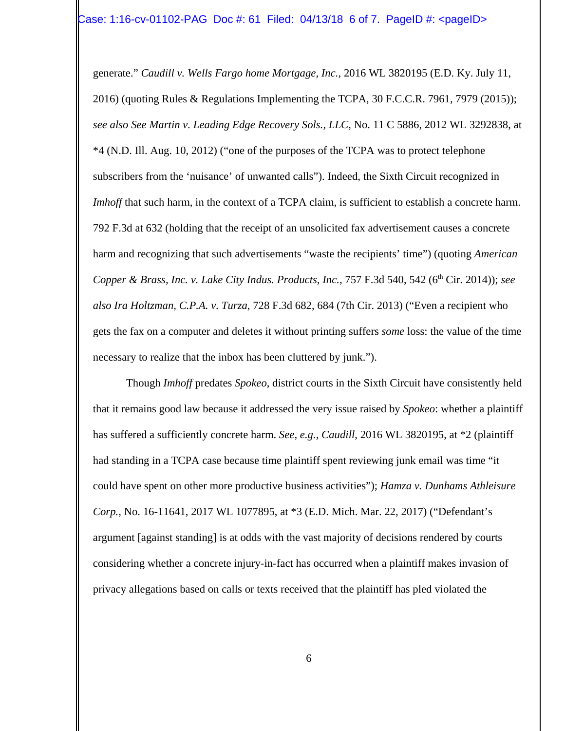generate." *Caudill v. Wells Fargo home Mortgage, Inc.*, 2016 WL 3820195 (E.D. Ky. July 11, 2016) (quoting Rules & Regulations Implementing the TCPA, 30 F.C.C.R. 7961, 7979 (2015)); *see also See Martin v. Leading Edge Recovery Sols., LLC*, No. 11 C 5886, 2012 WL 3292838, at *4 (N.D. Ill. Aug. 10, 2012) ("one of the purposes of the TCPA was to protect telephone subscribers from the 'nuisance' of unwanted calls"). Indeed, the Sixth Circuit recognized in *Imhoff* that such harm, in the context of a TCPA claim, is sufficient to establish a concrete harm. 792 F.3d at 632 (holding that the receipt of an unsolicited fax advertisement causes a concrete harm and recognizing that such advertisements "waste the recipients' time") (quoting *American Copper & Brass, Inc. v. Lake City Indus. Products, Inc.*, 757 F.3d 540, 542 (6th Cir. 2014)); *see also Ira Holtzman, C.P.A. v. Turza*, 728 F.3d 682, 684 (7th Cir. 2013) ("Even a recipient who gets the fax on a computer and deletes it without printing suffers *some* loss: the value of the time necessary to realize that the inbox has been cluttered by junk.").

Though *Imhoff* predates *Spokeo*, district courts in the Sixth Circuit have consistently held that it remains good law because it addressed the very issue raised by *Spokeo*: whether a plaintiff has suffered a sufficiently concrete harm. *See, e.g.*, *Caudill*, 2016 WL 3820195, at *2 (plaintiff had standing in a TCPA case because time plaintiff spent reviewing junk email was time "it could have spent on other more productive business activities"); *Hamza v. Dunhams Athleisure Corp.*, No. 16-11641, 2017 WL 1077895, at *3 (E.D. Mich. Mar. 22, 2017) ("Defendant's argument [against standing] is at odds with the vast majority of decisions rendered by courts considering whether a concrete injury-in-fact has occurred when a plaintiff makes invasion of privacy allegations based on calls or texts received that the plaintiff has pled violated the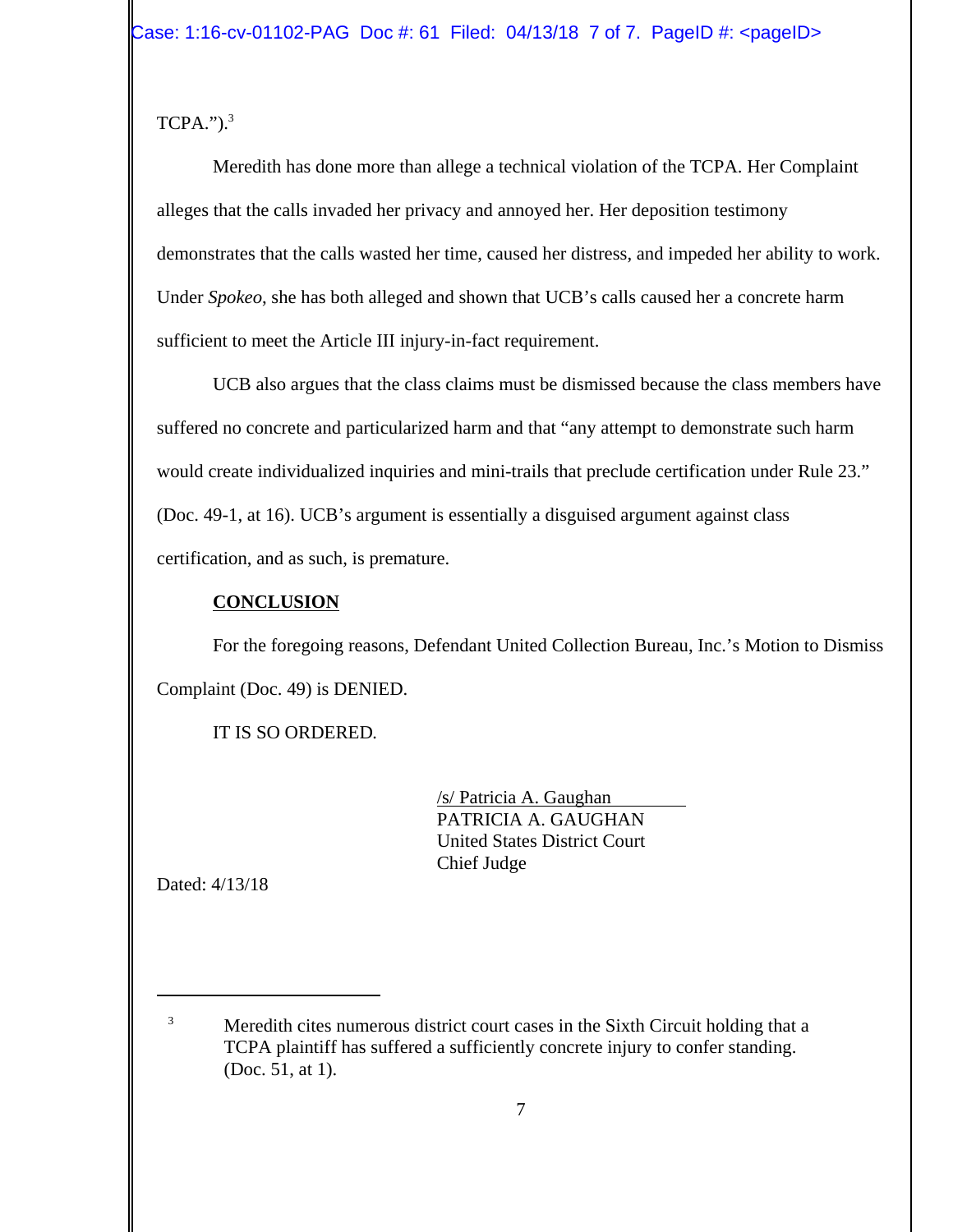TCPA.").[3]

Meredith has done more than allege a technical violation of the TCPA. Her Complaint alleges that the calls invaded her privacy and annoyed her. Her deposition testimony demonstrates that the calls wasted her time, caused her distress, and impeded her ability to work. Under *Spokeo*, she has both alleged and shown that UCB's calls caused her a concrete harm sufficient to meet the Article III injury-in-fact requirement.

UCB also argues that the class claims must be dismissed because the class members have suffered no concrete and particularized harm and that "any attempt to demonstrate such harm would create individualized inquiries and mini-trails that preclude certification under Rule 23." (Doc. 49-1, at 16). UCB's argument is essentially a disguised argument against class certification, and as such, is premature.

**CONCLUSION**

For the foregoing reasons, Defendant United Collection Bureau, Inc.'s Motion to Dismiss Complaint (Doc. 49) is DENIED.

IT IS SO ORDERED.

/s/ Patricia A. Gaughan
PATRICIA A. GAUGHAN
United States District Court
Chief Judge

Dated: 4/13/18

---

[3] Meredith cites numerous district court cases in the Sixth Circuit holding that a TCPA plaintiff has suffered a sufficiently concrete injury to confer standing. (Doc. 51, at 1).